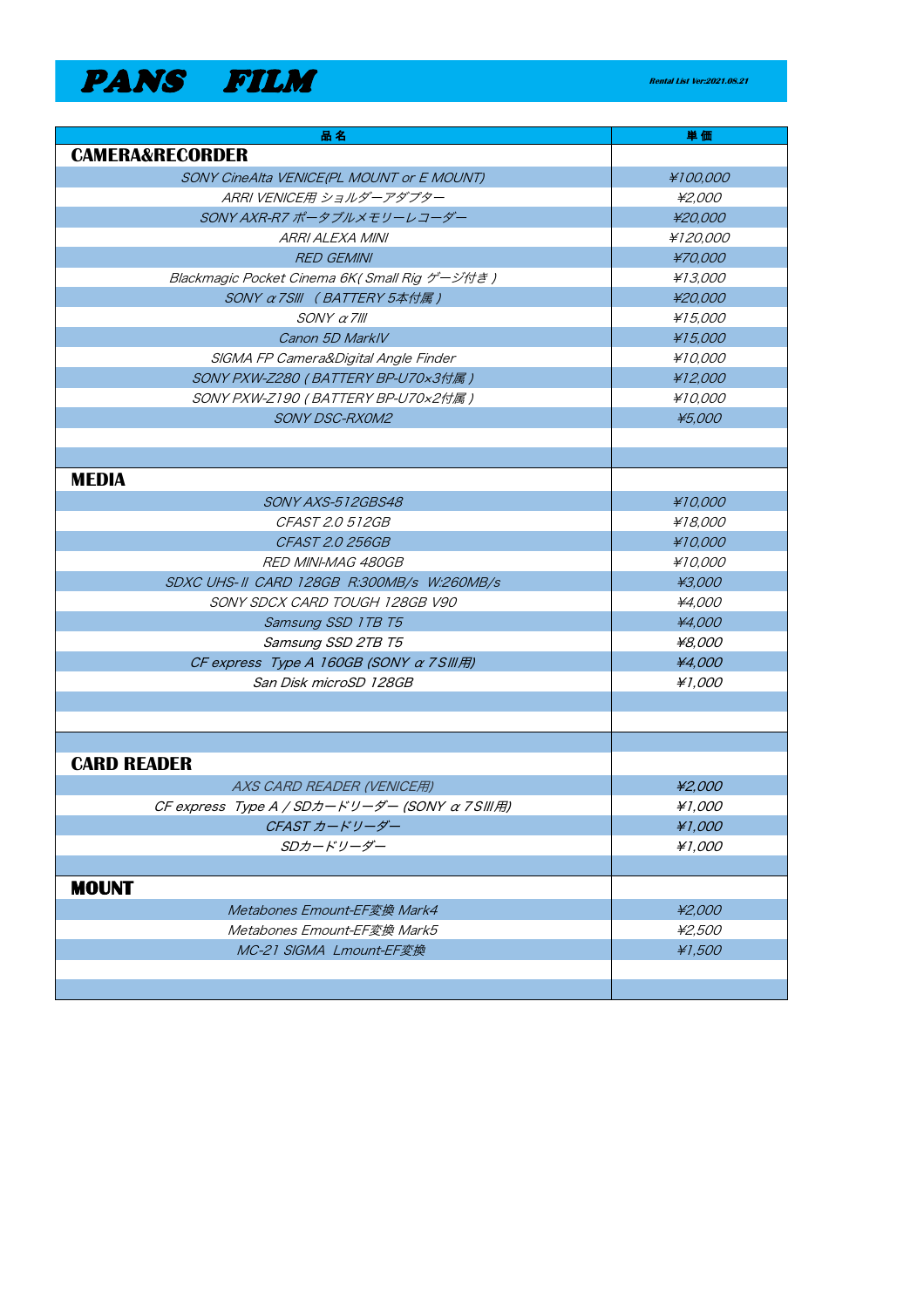# PANS FILM

Rental List Ver:2021.08.21

| 品名 | 単価 |
|---|---|
| **CAMERA&RECORDER** | |
| SONY CineAlta VENICE(PL MOUNT or E MOUNT) | ¥100,000 |
| ARRI VENICE用 ショルダーアダプター | ¥2,000 |
| SONY AXR-R7 ポータブルメモリーレコーダー | ¥20,000 |
| ARRI ALEXA MINI | ¥120,000 |
| RED GEMINI | ¥70,000 |
| Blackmagic Pocket Cinema 6K( Small Rig ゲージ付き ) | ¥13,000 |
| SONY α7SIII （BATTERY 5本付属） | ¥20,000 |
| SONY α7III | ¥15,000 |
| Canon 5D MarkIV | ¥15,000 |
| SIGMA FP Camera&Digital Angle Finder | ¥10,000 |
| SONY PXW-Z280 ( BATTERY BP-U70×3付属 ) | ¥12,000 |
| SONY PXW-Z190 ( BATTERY BP-U70×2付属 ) | ¥10,000 |
| SONY DSC-RX0M2 | ¥5,000 |
| | |
| | |
| **MEDIA** | |
| SONY AXS-512GBS48 | ¥10,000 |
| CFAST 2.0 512GB | ¥18,000 |
| CFAST 2.0 256GB | ¥10,000 |
| RED MINI-MAG 480GB | ¥10,000 |
| SDXC UHS-II CARD 128GB R:300MB/s W:260MB/s | ¥3,000 |
| SONY SDCX CARD TOUGH 128GB V90 | ¥4,000 |
| Samsung SSD 1TB T5 | ¥4,000 |
| Samsung SSD 2TB T5 | ¥8,000 |
| CF express Type A 160GB (SONY α7SIII用) | ¥4,000 |
| San Disk microSD 128GB | ¥1,000 |
| | |
| | |
| | |
| **CARD READER** | |
| AXS CARD READER (VENICE用) | ¥2,000 |
| CF express Type A / SDカードリーダー (SONY α7SIII用) | ¥1,000 |
| CFAST カードリーダー | ¥1,000 |
| SDカードリーダー | ¥1,000 |
| | |
| **MOUNT** | |
| Metabones Emount-EF変換 Mark4 | ¥2,000 |
| Metabones Emount-EF変換 Mark5 | ¥2,500 |
| MC-21 SIGMA Lmount-EF変換 | ¥1,500 |
| | |
| | |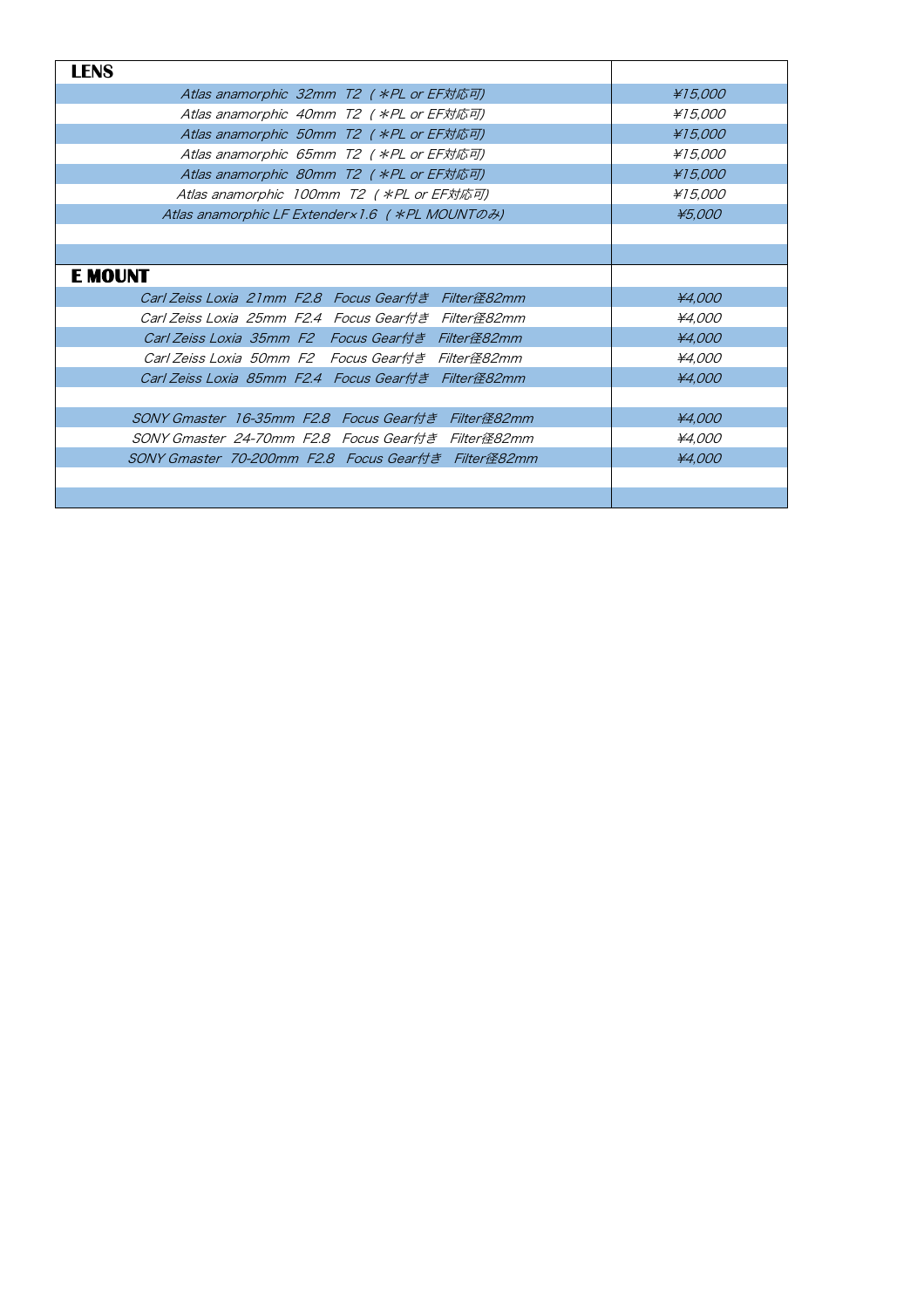| LENS | |
|---|---|
| *Atlas anamorphic 32mm T2 ( *PL or EF対応可)* | *¥15,000* |
| *Atlas anamorphic 40mm T2 ( *PL or EF対応可)* | *¥15,000* |
| *Atlas anamorphic 50mm T2 ( *PL or EF対応可)* | *¥15,000* |
| *Atlas anamorphic 65mm T2 ( *PL or EF対応可)* | *¥15,000* |
| *Atlas anamorphic 80mm T2 ( *PL or EF対応可)* | *¥15,000* |
| *Atlas anamorphic 100mm T2 ( *PL or EF対応可)* | *¥15,000* |
| *Atlas anamorphic LF Extender×1.6 ( *PL MOUNTのみ)* | *¥5,000* |
| | |
| | |
| **E MOUNT** | |
| *Carl Zeiss Loxia 21mm F2.8 Focus Gear付き Filter径82mm* | *¥4,000* |
| *Carl Zeiss Loxia 25mm F2.4 Focus Gear付き Filter径82mm* | *¥4,000* |
| *Carl Zeiss Loxia 35mm F2 Focus Gear付き Filter径82mm* | *¥4,000* |
| *Carl Zeiss Loxia 50mm F2 Focus Gear付き Filter径82mm* | *¥4,000* |
| *Carl Zeiss Loxia 85mm F2.4 Focus Gear付き Filter径82mm* | *¥4,000* |
| | |
| *SONY Gmaster 16-35mm F2.8 Focus Gear付き Filter径82mm* | *¥4,000* |
| *SONY Gmaster 24-70mm F2.8 Focus Gear付き Filter径82mm* | *¥4,000* |
| *SONY Gmaster 70-200mm F2.8 Focus Gear付き Filter径82mm* | *¥4,000* |
| | |
| | |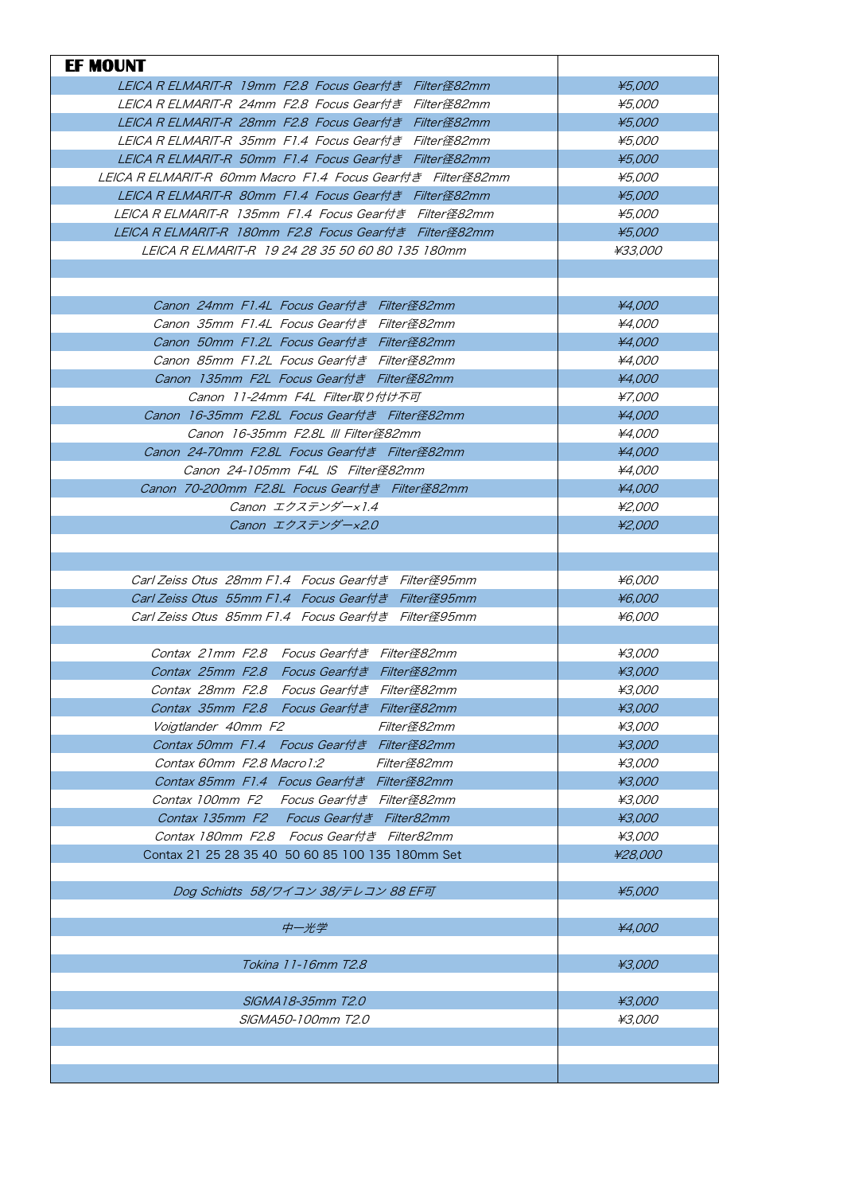| EF MOUNT | |
|---|---|
| LEICA R ELMARIT-R 19mm F2.8 Focus Gear付き Filter径82mm | ¥5,000 |
| LEICA R ELMARIT-R 24mm F2.8 Focus Gear付き Filter径82mm | ¥5,000 |
| LEICA R ELMARIT-R 28mm F2.8 Focus Gear付き Filter径82mm | ¥5,000 |
| LEICA R ELMARIT-R 35mm F1.4 Focus Gear付き Filter径82mm | ¥5,000 |
| LEICA R ELMARIT-R 50mm F1.4 Focus Gear付き Filter径82mm | ¥5,000 |
| LEICA R ELMARIT-R 60mm Macro F1.4 Focus Gear付き Filter径82mm | ¥5,000 |
| LEICA R ELMARIT-R 80mm F1.4 Focus Gear付き Filter径82mm | ¥5,000 |
| LEICA R ELMARIT-R 135mm F1.4 Focus Gear付き Filter径82mm | ¥5,000 |
| LEICA R ELMARIT-R 180mm F2.8 Focus Gear付き Filter径82mm | ¥5,000 |
| LEICA R ELMARIT-R 19 24 28 35 50 60 80 135 180mm | ¥33,000 |
| | |
| | |
| Canon 24mm F1.4L Focus Gear付き Filter径82mm | ¥4,000 |
| Canon 35mm F1.4L Focus Gear付き Filter径82mm | ¥4,000 |
| Canon 50mm F1.2L Focus Gear付き Filter径82mm | ¥4,000 |
| Canon 85mm F1.2L Focus Gear付き Filter径82mm | ¥4,000 |
| Canon 135mm F2L Focus Gear付き Filter径82mm | ¥4,000 |
| Canon 11-24mm F4L Filter取り付け不可 | ¥7,000 |
| Canon 16-35mm F2.8L Focus Gear付き Filter径82mm | ¥4,000 |
| Canon 16-35mm F2.8L Ⅲ Filter径82mm | ¥4,000 |
| Canon 24-70mm F2.8L Focus Gear付き Filter径82mm | ¥4,000 |
| Canon 24-105mm F4L IS Filter径82mm | ¥4,000 |
| Canon 70-200mm F2.8L Focus Gear付き Filter径82mm | ¥4,000 |
| Canon エクステンダー×1.4 | ¥2,000 |
| Canon エクステンダー×2.0 | ¥2,000 |
| | |
| | |
| Carl Zeiss Otus 28mm F1.4 Focus Gear付き Filter径95mm | ¥6,000 |
| Carl Zeiss Otus 55mm F1.4 Focus Gear付き Filter径95mm | ¥6,000 |
| Carl Zeiss Otus 85mm F1.4 Focus Gear付き Filter径95mm | ¥6,000 |
| | |
| Contax 21mm F2.8 Focus Gear付き Filter径82mm | ¥3,000 |
| Contax 25mm F2.8 Focus Gear付き Filter径82mm | ¥3,000 |
| Contax 28mm F2.8 Focus Gear付き Filter径82mm | ¥3,000 |
| Contax 35mm F2.8 Focus Gear付き Filter径82mm | ¥3,000 |
| Voigtlander 40mm F2 Filter径82mm | ¥3,000 |
| Contax 50mm F1.4 Focus Gear付き Filter径82mm | ¥3,000 |
| Contax 60mm F2.8 Macro1:2 Filter径82mm | ¥3,000 |
| Contax 85mm F1.4 Focus Gear付き Filter径82mm | ¥3,000 |
| Contax 100mm F2 Focus Gear付き Filter径82mm | ¥3,000 |
| Contax 135mm F2 Focus Gear付き Filter82mm | ¥3,000 |
| Contax 180mm F2.8 Focus Gear付き Filter82mm | ¥3,000 |
| Contax 21 25 28 35 40 50 60 85 100 135 180mm Set | ¥28,000 |
| | |
| Dog Schidts 58/ワイコン 38/テレコン 88 EF可 | ¥5,000 |
| | |
| 中一光学 | ¥4,000 |
| | |
| Tokina 11-16mm T2.8 | ¥3,000 |
| | |
| SIGMA18-35mm T2.0 | ¥3,000 |
| SIGMA50-100mm T2.0 | ¥3,000 |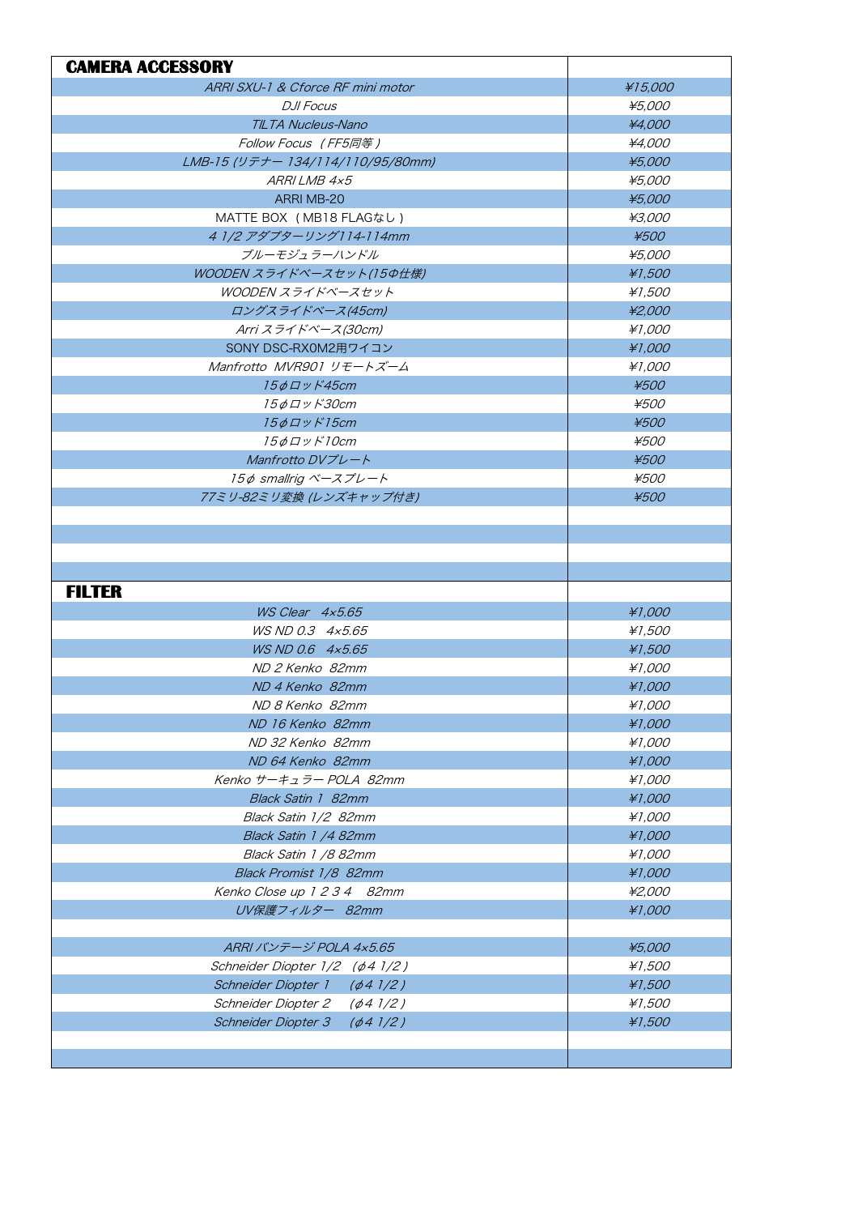| CAMERA ACCESSORY | |
|---|---|
| ARRI SXU-1 & Cforce RF mini motor | ¥15,000 |
| DJI Focus | ¥5,000 |
| TILTA Nucleus-Nano | ¥4,000 |
| Follow Focus（FF5同等） | ¥4,000 |
| LMB-15 (リテナー 134/114/110/95/80mm) | ¥5,000 |
| ARRI LMB 4×5 | ¥5,000 |
| ARRI MB-20 | ¥5,000 |
| MATTE BOX（MB18 FLAGなし） | ¥3,000 |
| 4 1/2 アダプターリング114-114mm | ¥500 |
| ブルーモジュラーハンドル | ¥5,000 |
| WOODEN スライドベースセット(15Φ仕様) | ¥1,500 |
| WOODEN スライドベースセット | ¥1,500 |
| ロングスライドベース(45cm) | ¥2,000 |
| Arri スライドベース(30cm) | ¥1,000 |
| SONY DSC-RX0M2用ワイコン | ¥1,000 |
| Manfrotto MVR901 リモートズーム | ¥1,000 |
| 15φロッド45cm | ¥500 |
| 15φロッド30cm | ¥500 |
| 15φロッド15cm | ¥500 |
| 15φロッド10cm | ¥500 |
| Manfrotto DVプレート | ¥500 |
| 15φ smallrig ベースプレート | ¥500 |
| 77ミリ-82ミリ変換 (レンズキャップ付き) | ¥500 |
| | |
| | |
| | |
| | |

| FILTER | |
|---|---|
| WS Clear 4×5.65 | ¥1,000 |
| WS ND 0.3 4×5.65 | ¥1,500 |
| WS ND 0.6 4×5.65 | ¥1,500 |
| ND 2 Kenko 82mm | ¥1,000 |
| ND 4 Kenko 82mm | ¥1,000 |
| ND 8 Kenko 82mm | ¥1,000 |
| ND 16 Kenko 82mm | ¥1,000 |
| ND 32 Kenko 82mm | ¥1,000 |
| ND 64 Kenko 82mm | ¥1,000 |
| Kenko サーキュラー POLA 82mm | ¥1,000 |
| Black Satin 1 82mm | ¥1,000 |
| Black Satin 1/2 82mm | ¥1,000 |
| Black Satin 1 /4 82mm | ¥1,000 |
| Black Satin 1 /8 82mm | ¥1,000 |
| Black Promist 1/8 82mm | ¥1,000 |
| Kenko Close up 1 2 3 4 82mm | ¥2,000 |
| UV保護フィルター 82mm | ¥1,000 |
| | |
| ARRI バンテージ POLA 4×5.65 | ¥5,000 |
| Schneider Diopter 1/2 (φ4 1/2) | ¥1,500 |
| Schneider Diopter 1 (φ4 1/2) | ¥1,500 |
| Schneider Diopter 2 (φ4 1/2) | ¥1,500 |
| Schneider Diopter 3 (φ4 1/2) | ¥1,500 |
| | |
| | |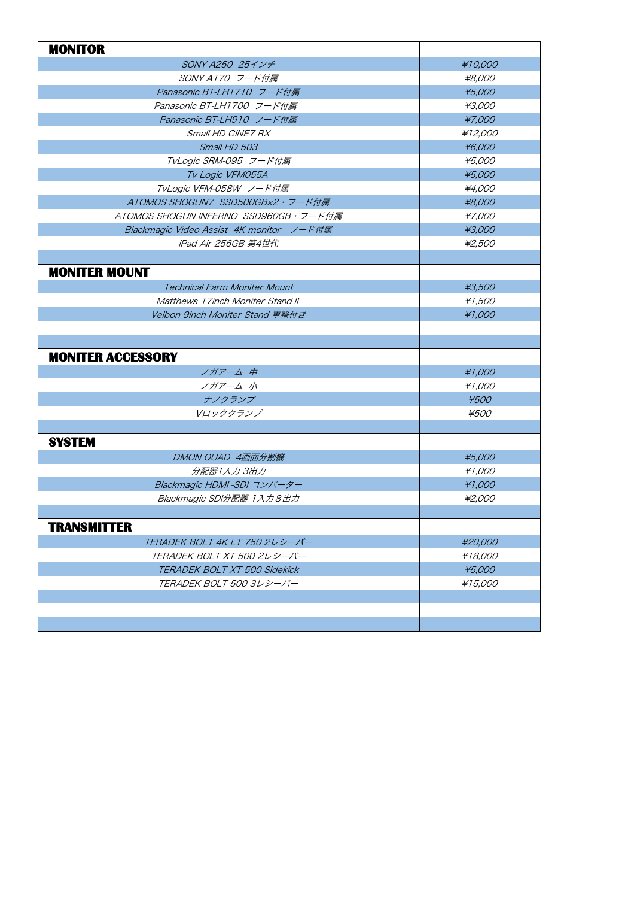| MONITOR | |
|---|---|
| *SONY A250 25インチ* | *¥10,000* |
| *SONY A170 フード付属* | *¥8,000* |
| *Panasonic BT-LH1710 フード付属* | *¥5,000* |
| *Panasonic BT-LH1700 フード付属* | *¥3,000* |
| *Panasonic BT-LH910 フード付属* | *¥7,000* |
| *Small HD CINE7 RX* | *¥12,000* |
| *Small HD 503* | *¥6,000* |
| *TvLogic SRM-095 フード付属* | *¥5,000* |
| *Tv Logic VFM055A* | *¥5,000* |
| *TvLogic VFM-058W フード付属* | *¥4,000* |
| *ATOMOS SHOGUN7 SSD500GB×2・フード付属* | *¥8,000* |
| *ATOMOS SHOGUN INFERNO SSD960GB・フード付属* | *¥7,000* |
| *Blackmagic Video Assist 4K monitor フード付属* | *¥3,000* |
| *iPad Air 256GB 第4世代* | *¥2,500* |
| | |
| **MONITER MOUNT** | |
| *Technical Farm Moniter Mount* | *¥3,500* |
| *Matthews 17inch Moniter Stand II* | *¥1,500* |
| *Velbon 9inch Moniter Stand 車輪付き* | *¥1,000* |
| | |
| | |
| **MONITER ACCESSORY** | |
| *ノガアーム 中* | *¥1,000* |
| *ノガアーム 小* | *¥1,000* |
| *ナノクランプ* | *¥500* |
| *Vロッククランプ* | *¥500* |
| | |
| **SYSTEM** | |
| *DMON QUAD 4画面分割機* | *¥5,000* |
| *分配器1入力 3出力* | *¥1,000* |
| *Blackmagic HDMI -SDI コンバーター* | *¥1,000* |
| *Blackmagic SDI分配器 1入力8出力* | *¥2,000* |
| | |
| **TRANSMITTER** | |
| *TERADEK BOLT 4K LT 750 2レシーバー* | *¥20,000* |
| *TERADEK BOLT XT 500 2レシーバー* | *¥18,000* |
| *TERADEK BOLT XT 500 Sidekick* | *¥5,000* |
| *TERADEK BOLT 500 3レシーバー* | *¥15,000* |
| | |
| | |
| | |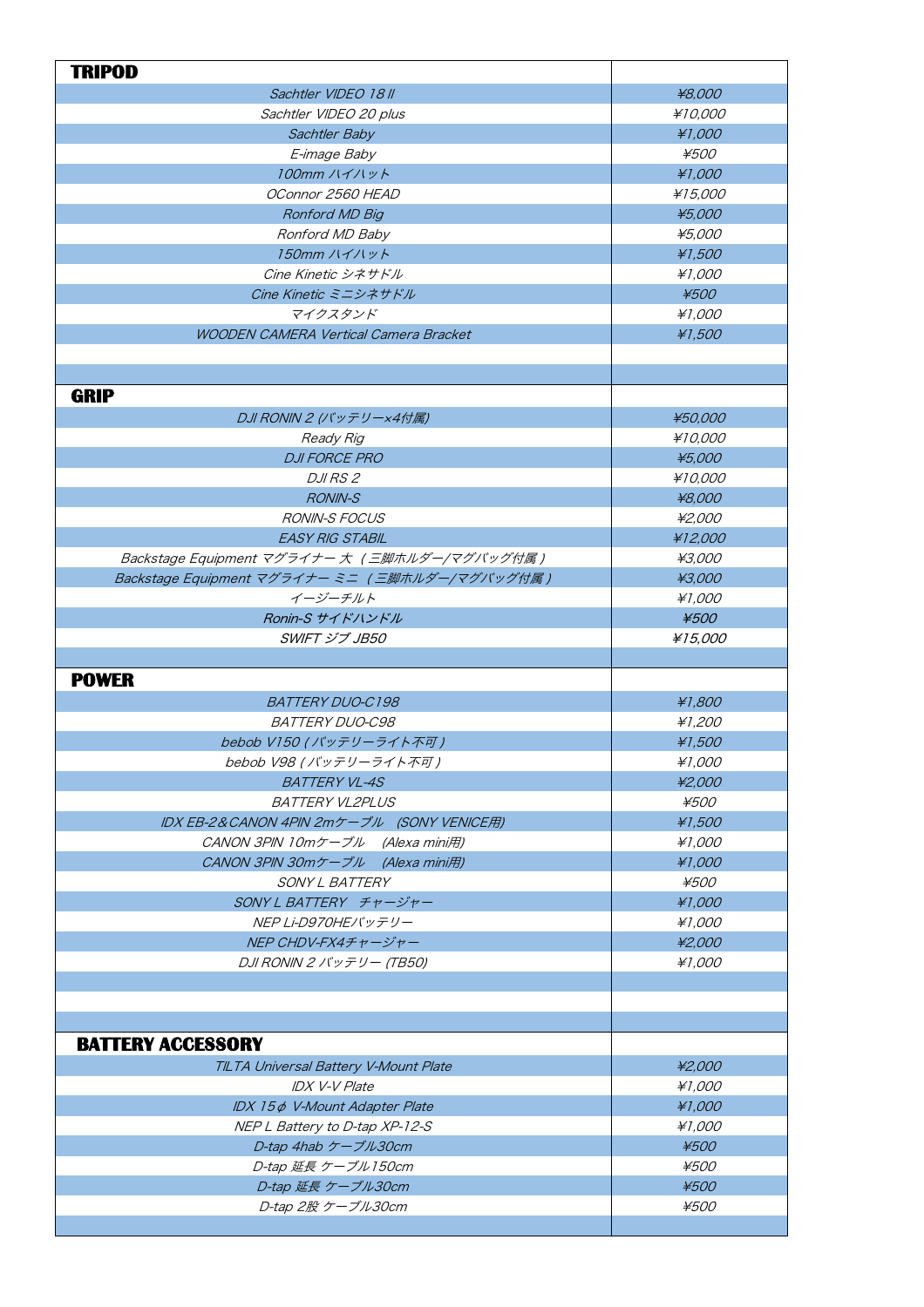| **TRIPOD** | |
|---|---|
| Sachtler VIDEO 18 II | ¥8,000 |
| Sachtler VIDEO 20 plus | ¥10,000 |
| Sachtler Baby | ¥1,000 |
| E-image Baby | ¥500 |
| 100mm ハイハット | ¥1,000 |
| OConnor 2560 HEAD | ¥15,000 |
| Ronford MD Big | ¥5,000 |
| Ronford MD Baby | ¥5,000 |
| 150mm ハイハット | ¥1,500 |
| Cine Kinetic シネサドル | ¥1,000 |
| Cine Kinetic ミニシネサドル | ¥500 |
| マイクスタンド | ¥1,000 |
| WOODEN CAMERA Vertical Camera Bracket | ¥1,500 |
| | |
| | |
| **GRIP** | |
| DJI RONIN 2 (バッテリー×4付属) | ¥50,000 |
| Ready Rig | ¥10,000 |
| DJI FORCE PRO | ¥5,000 |
| DJI RS 2 | ¥10,000 |
| RONIN-S | ¥8,000 |
| RONIN-S FOCUS | ¥2,000 |
| EASY RIG STABIL | ¥12,000 |
| Backstage Equipment マグライナー 大 ( 三脚ホルダー/マグバッグ付属 ) | ¥3,000 |
| Backstage Equipment マグライナー ミニ ( 三脚ホルダー/マグバッグ付属 ) | ¥3,000 |
| イージーチルト | ¥1,000 |
| Ronin-S サイドハンドル | ¥500 |
| SWIFT ジブ JB50 | ¥15,000 |
| | |
| **POWER** | |
| BATTERY DUO-C198 | ¥1,800 |
| BATTERY DUO-C98 | ¥1,200 |
| bebob V150 ( バッテリーライト不可 ) | ¥1,500 |
| bebob V98 ( バッテリーライト不可 ) | ¥1,000 |
| BATTERY VL-4S | ¥2,000 |
| BATTERY VL2PLUS | ¥500 |
| IDX EB-2&CANON 4PIN 2mケーブル (SONY VENICE用) | ¥1,500 |
| CANON 3PIN 10mケーブル (Alexa mini用) | ¥1,000 |
| CANON 3PIN 30mケーブル (Alexa mini用) | ¥1,000 |
| SONY L BATTERY | ¥500 |
| SONY L BATTERY チャージャー | ¥1,000 |
| NEP Li-D970HEバッテリー | ¥1,000 |
| NEP CHDV-FX4チャージャー | ¥2,000 |
| DJI RONIN 2 バッテリー (TB50) | ¥1,000 |
| | |
| | |
| | |
| **BATTERY ACCESSORY** | |
| TILTA Universal Battery V-Mount Plate | ¥2,000 |
| IDX V-V Plate | ¥1,000 |
| IDX 15φ V-Mount Adapter Plate | ¥1,000 |
| NEP L Battery to D-tap XP-12-S | ¥1,000 |
| D-tap 4hab ケーブル30cm | ¥500 |
| D-tap 延長 ケーブル150cm | ¥500 |
| D-tap 延長 ケーブル30cm | ¥500 |
| D-tap 2股 ケーブル30cm | ¥500 |
| | |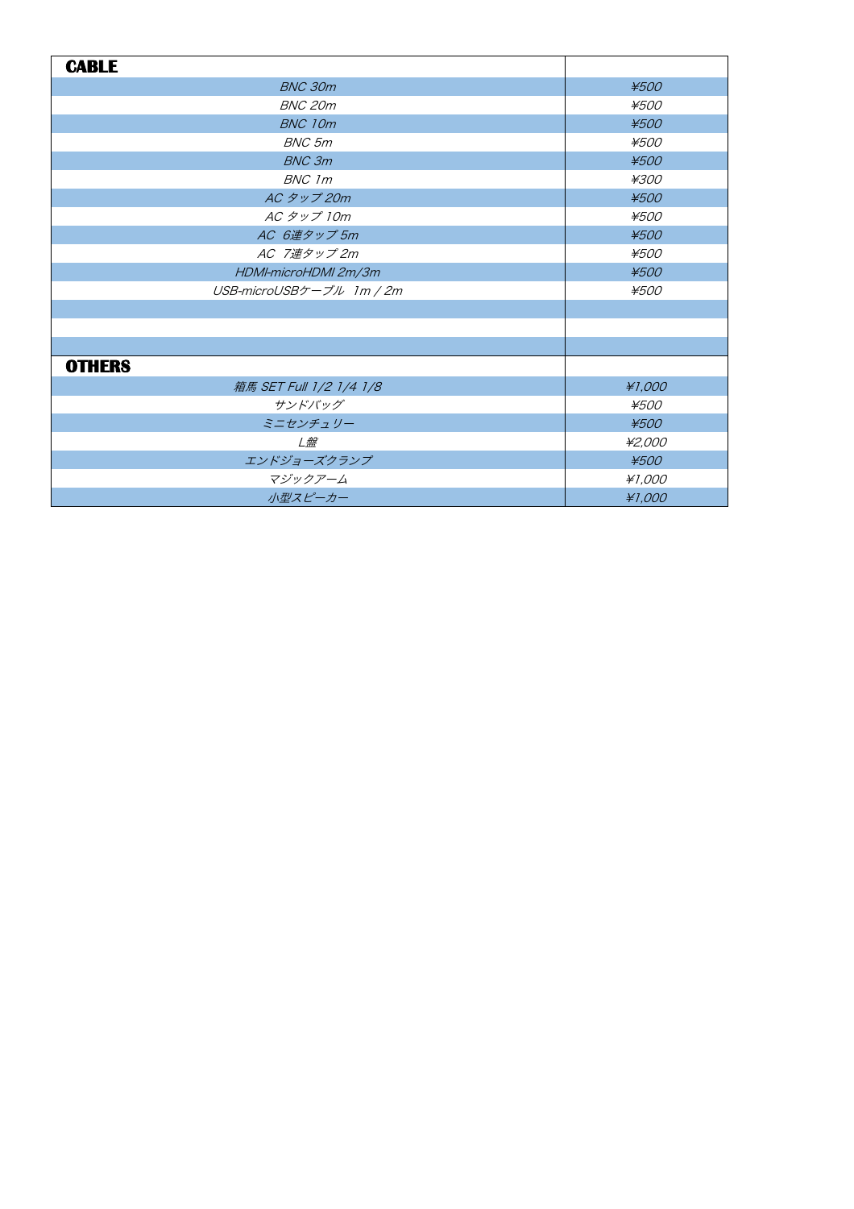| | |
|---|---|
| **CABLE** | |
| *BNC 30m* | *¥500* |
| *BNC 20m* | *¥500* |
| *BNC 10m* | *¥500* |
| *BNC 5m* | *¥500* |
| *BNC 3m* | *¥500* |
| *BNC 1m* | *¥300* |
| *AC タップ 20m* | *¥500* |
| *AC タップ 10m* | *¥500* |
| *AC 6連タップ 5m* | *¥500* |
| *AC 7連タップ 2m* | *¥500* |
| *HDMI-microHDMI 2m/3m* | *¥500* |
| *USB-microUSBケーブル 1m / 2m* | *¥500* |
| | |
| | |
| | |
| **OTHERS** | |
| *箱馬 SET Full 1/2 1/4 1/8* | *¥1,000* |
| *サンドバッグ* | *¥500* |
| *ミニセンチュリー* | *¥500* |
| *L盤* | *¥2,000* |
| *エンドジョーズクランプ* | *¥500* |
| *マジックアーム* | *¥1,000* |
| *小型スピーカー* | *¥1,000* |